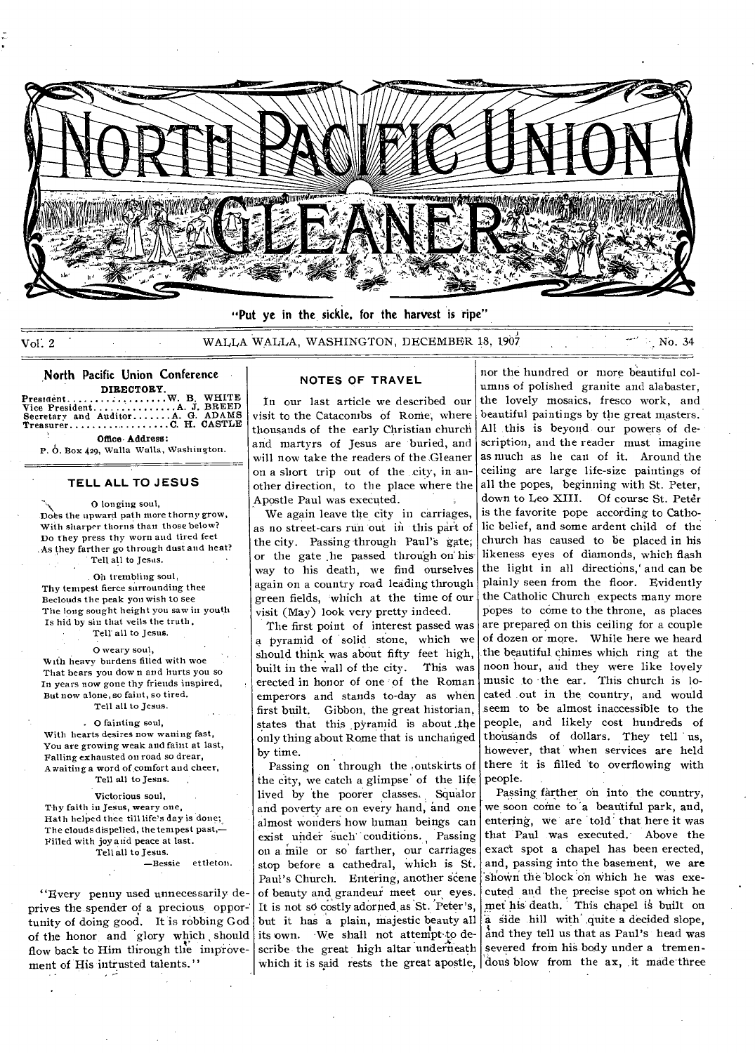# NORTH PACIFIC UNION GLEANER

"Put ye in the sickle, for the harvest is ripe"

Vol. 2 WALLA WALLA, WASHINGTON, DECEMBER 18, 1907 No. 34

**North Pacific Union Conference**

**DIRECTORY.**

President.................W. B. WHITE
Vice President...............A. J. BREED
Secretary and Auditor.......A. G. ADAMS
Treasurer..................C. H. CASTLE

**Office Address:**
P. O. Box 429, Walla Walla, Washington.

## TELL ALL TO JESUS

O longing soul,
Does the upward path more thorny grow,
With sharper thorns than those below?
Do they press thy worn and tired feet
As they farther go through dust and heat?
Tell all to Jesus.

Oh trembling soul,
Thy tempest fierce surrounding thee
Beclouds the peak you wish to see
The long sought height you saw in youth
Is hid by sin that veils the truth,
Tell all to Jesus.

O weary soul,
With heavy burdens filled with woe
That bears you down and hurts you so
In years now gone thy friends inspired,
But now alone, so faint, so tired.
Tell all to Jesus.

O fainting soul,
With hearts desires now waning fast,
You are growing weak and faint at last,
Falling exhausted on road so drear,
Awaiting a word of comfort and cheer,
Tell all to Jesus.

Victorious soul,
Thy faith in Jesus, weary one,
Hath helped thee till life's day is done;
The clouds dispelled, the tempest past,—
Filled with joy and peace at last.
Tell all to Jesus.

—Bessie ettleton.

"Every penny used unnecessarily deprives the spender of a precious opportunity of doing good. It is robbing God of the honor and glory which should flow back to Him through the improvement of His intrusted talents."

## NOTES OF TRAVEL

In our last article we described our visit to the Catacombs of Rome, where thousands of the early Christian church and martyrs of Jesus are buried, and will now take the readers of the Gleaner on a short trip out of the city, in another direction, to the place where the Apostle Paul was executed.

We again leave the city in carriages, as no street-cars run out in this part of the city. Passing through Paul's gate, or the gate he passed through on his way to his death, we find ourselves again on a country road leading through green fields, which at the time of our visit (May) look very pretty indeed.

The first point of interest passed was a pyramid of solid stone, which we should think was about fifty feet high, built in the wall of the city. This was erected in honor of one of the Roman emperors and stands to-day as when first built. Gibbon, the great historian, states that this pyramid is about the only thing about Rome that is unchanged by time.

Passing on through the outskirts of the city, we catch a glimpse of the life lived by the poorer classes. Squalor and poverty are on every hand, and one almost wonders how human beings can exist under such conditions. Passing on a mile or so farther, our carriages stop before a cathedral, which is St. Paul's Church. Entering, another scene of beauty and grandeur meet our eyes. It is not so costly adorned as St. Peter's, but it has a plain, majestic beauty all its own. We shall not attempt to describe the great high altar underneath which it is said rests the great apostle, nor the hundred or more beautiful columns of polished granite and alabaster, the lovely mosaics, fresco work, and beautiful paintings by the great masters. All this is beyond our powers of description, and the reader must imagine as much as he can of it. Around the ceiling are large life-size paintings of all the popes, beginning with St. Peter, down to Leo XIII. Of course St. Peter is the favorite pope according to Catholic belief, and some ardent child of the church has caused to be placed in his likeness eyes of diamonds, which flash the light in all directions, and can be plainly seen from the floor. Evidently the Catholic Church expects many more popes to come to the throne, as places are prepared on this ceiling for a couple of dozen or more. While here we heard the beautiful chimes which ring at the noon hour, and they were like lovely music to the ear. This church is located out in the country, and would seem to be almost inaccessible to the people, and likely cost hundreds of thousands of dollars. They tell us, however, that when services are held there it is filled to overflowing with people.

Passing farther on into the country, we soon come to a beautiful park, and, entering, we are told that here it was that Paul was executed. Above the exact spot a chapel has been erected, and, passing into the basement, we are shown the block on which he was executed and the precise spot on which he met his death. This chapel is built on a side hill with quite a decided slope, and they tell us that as Paul's head was severed from his body under a tremendous blow from the ax, it made three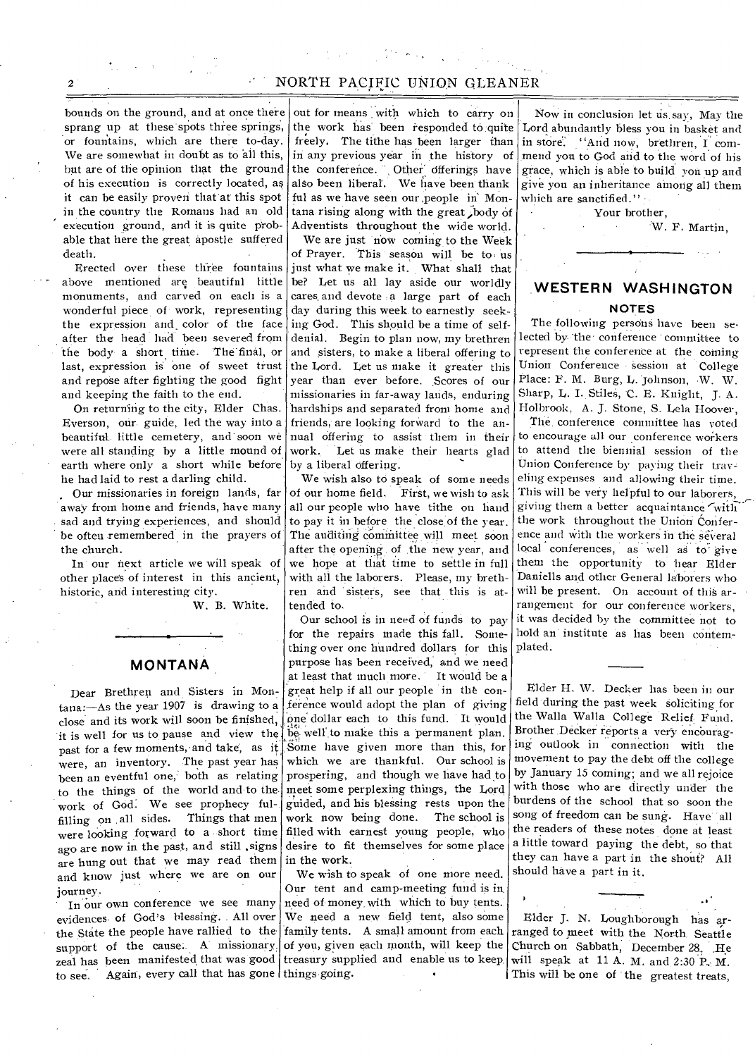bounds on the ground, and at once there sprang up at these spots three springs, or fountains, which are there to-day. We are somewhat in doubt as to all this, but are of the opinion that the ground of his execution is correctly located, as it can be easily proven that at this spot in the country the Romans had an old execution ground, and it is quite probable that here the great apostle suffered death.

Erected over these three fountains above mentioned are beautiful little monuments, and carved on each is a wonderful piece of work, representing the expression and color of the face after the head had been severed from the body a short time. The final, or last, expression is one of sweet trust and repose after fighting the good fight and keeping the faith to the end.

On returning to the city, Elder Chas. Everson, our guide, led the way into a beautiful little cemetery, and soon we were all standing by a little mound of earth where only a short while before he had laid to rest a darling child.

Our missionaries in foreign lands, far away from home and friends, have many sad and trying experiences, and should be often remembered in the prayers of the church.

In our next article we will speak of other places of interest in this ancient, historic, and interesting city.

W. B. White.

## MONTANA

Dear Brethren and Sisters in Montana:—As the year 1907 is drawing to a close and its work will soon be finished, it is well for us to pause and view the past for a few moments, and take, as it were, an inventory. The past year has been an eventful one, both as relating to the things of the world and to the work of God. We see prophecy fulfilling on all sides. Things that men were looking forward to a short time ago are now in the past, and still signs are hung out that we may read them and know just where we are on our journey.

In our own conference we see many evidences of God's blessing. All over the State the people have rallied to the support of the cause. A missionary zeal has been manifested that was good to see. Again, every call that has gone out for means with which to carry on the work has been responded to quite freely. The tithe has been larger than in any previous year in the history of the conference. Other offerings have also been liberal. We have been thankful as we have seen our people in Montana rising along with the great body of Adventists throughout the wide world.

We are just now coming to the Week of Prayer. This season will be to us just what we make it. What shall that be? Let us all lay aside our worldly cares and devote a large part of each day during this week to earnestly seeking God. This should be a time of self-denial. Begin to plan now, my brethren and sisters, to make a liberal offering to the Lord. Let us make it greater this year than ever before. Scores of our missionaries in far-away lands, enduring hardships and separated from home and friends, are looking forward to the annual offering to assist them in their work. Let us make their hearts glad by a liberal offering.

We wish also to speak of some needs of our home field. First, we wish to ask all our people who have tithe on hand to pay it in before the close of the year. The auditing committee will meet soon after the opening of the new year, and we hope at that time to settle in full with all the laborers. Please, my brethren and sisters, see that this is attended to.

Our school is in need of funds to pay for the repairs made this fall. Something over one hundred dollars for this purpose has been received, and we need at least that much more. It would be a great help if all our people in the conference would adopt the plan of giving one dollar each to this fund. It would be well to make this a permanent plan. Some have given more than this, for which we are thankful. Our school is prospering, and though we have had to meet some perplexing things, the Lord guided, and his blessing rests upon the work now being done. The school is filled with earnest young people, who desire to fit themselves for some place in the work.

We wish to speak of one more need. Our tent and camp-meeting fund is in need of money with which to buy tents. We need a new field tent, also some family tents. A small amount from each of you, given each month, will keep the treasury supplied and enable us to keep things going.

Now in conclusion let us say, May the Lord abundantly bless you in basket and in store. "And now, brethren, I commend you to God and to the word of his grace, which is able to build you up and give you an inheritance among all them which are sanctified."

Your brother,

W. F. Martin,

## WESTERN WASHINGTON

### NOTES

The following persons have been selected by the conference committee to represent the conference at the coming Union Conference session at College Place: F. M. Burg, L. Johnson, W. W. Sharp, L. I. Stiles, C. E. Knight, J. A. Holbrook, A. J. Stone, S. Lela Hoover,

The conference committee has voted to encourage all our conference workers to attend the biennial session of the Union Conference by paying their traveling expenses and allowing their time. This will be very helpful to our laborers, giving them a better acquaintance with the work throughout the Union Conference and with the workers in the several local conferences, as well as to give them the opportunity to hear Elder Daniells and other General laborers who will be present. On account of this arrangement for our conference workers, it was decided by the committee not to hold an institute as has been contemplated.

---

Elder H. W. Decker has been in our field during the past week soliciting for the Walla Walla College Relief Fund. Brother Decker reports a very encouraging outlook in connection with the movement to pay the debt off the college by January 15 coming; and we all rejoice with those who are directly under the burdens of the school that so soon the song of freedom can be sung. Have all the readers of these notes done at least a little toward paying the debt, so that they can have a part in the shout? All should have a part in it.

---

Elder J. N. Loughborough has arranged to meet with the North Seattle Church on Sabbath, December 28. He will speak at 11 A. M. and 2:30 P. M. This will be one of the greatest treats,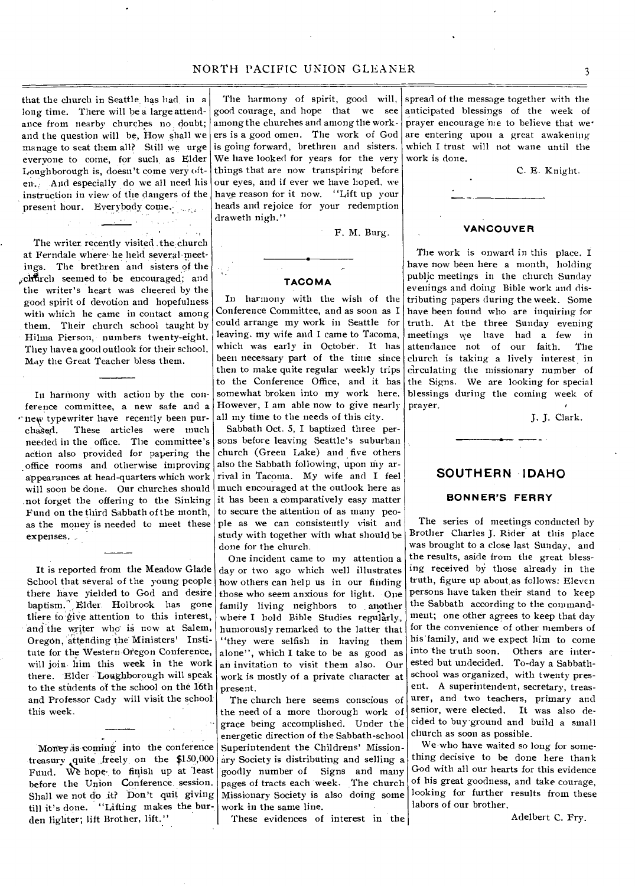that the church in Seattle has had in a long time. There will be a large attendance from nearby churches no doubt; and the question will be, How shall we manage to seat them all? Still we urge everyone to come, for such as Elder Loughborough is, doesn't come very often. And especially do we all need his instruction in view of the dangers of the present hour. Everybody come.

---

The writer recently visited the church at Ferndale where he held several meetings. The brethren and sisters of the church seemed to be encouraged; and the writer's heart was cheered by the good spirit of devotion and hopefulness with which he came in contact among them. Their church school taught by Hilma Pierson, numbers twenty-eight. They have a good outlook for their school. May the Great Teacher bless them.

---

In harmony with action by the conference committee, a new safe and a new typewriter have recently been purchased. These articles were much needed in the office. The committee's action also provided for papering the office rooms and otherwise improving appearances at head-quarters which work will soon be done. Our churches should not forget the offering to the Sinking Fund on the third Sabbath of the month, as the money is needed to meet these expenses.

---

It is reported from the Meadow Glade School that several of the young people there have yielded to God and desire baptism. Elder Holbrook has gone there to give attention to this interest, and the writer who is now at Salem, Oregon, attending the Ministers' Institute for the Western Oregon Conference, will join him this week in the work there. Elder Loughborough will speak to the students of the school on the 16th and Professor Cady will visit the school this week.

---

Money is coming into the conference treasury quite freely on the $150,000 Fund. We hope to finish up at least before the Union Conference session. Shall we not do it? Don't quit giving till it's done. "Lifting makes the burden lighter; lift Brother, lift."

The harmony of spirit, good will, good courage, and hope that we see among the churches and among the workers is a good omen. The work of God is going forward, brethren and sisters. We have looked for years for the very things that are now transpiring before our eyes, and if ever we have hoped, we have reason for it now. "Lift up your heads and rejoice for your redemption draweth nigh."

F. M. Burg.

---

### TACOMA

In harmony with the wish of the Conference Committee, and as soon as I could arrange my work in Seattle for leaving, my wife and I came to Tacoma, which was early in October. It has been necessary part of the time since then to make quite regular weekly trips to the Conference Office, and it has somewhat broken into my work here. However, I am able now to give nearly all my time to the needs of this city.

Sabbath Oct. 5, I baptized three persons before leaving Seattle's suburban church (Green Lake) and five others also the Sabbath following, upon my arrival in Tacoma. My wife and I feel much encouraged at the outlook here as it has been a comparatively easy matter to secure the attention of as many people as we can consistently visit and study with together with what should be done for the church.

One incident came to my attention a day or two ago which well illustrates how others can help us in our finding those who seem anxious for light. One family living neighbors to another where I hold Bible Studies regularly, humorously remarked to the latter that "they were selfish in having them alone", which I take to be as good as an invitation to visit them also. Our work is mostly of a private character at present.

The church here seems conscious of the need of a more thorough work of grace being accomplished. Under the energetic direction of the Sabbath-school Superintendent the Childrens' Missionary Society is distributing and selling a goodly number of Signs and many pages of tracts each week. The church Missionary Society is also doing some work in the same line.

These evidences of interest in the spread of the message together with the anticipated blessings of the week of prayer encourage me to believe that we are entering upon a great awakening which I trust will not wane until the work is done.

C. E. Knight.

---

### VANCOUVER

The work is onward in this place. I have now been here a month, holding public meetings in the church Sunday evenings and doing Bible work and distributing papers during the week. Some have been found who are inquiring for truth. At the three Sunday evening meetings we have had a few in attendance not of our faith. The church is taking a lively interest in circulating the missionary number of the Signs. We are looking for special blessings during the coming week of prayer.

J. J. Clark.

---

## SOUTHERN IDAHO

### BONNER'S FERRY

The series of meetings conducted by Brother Charles J. Rider at this place was brought to a close last Sunday, and the results, aside from the great blessing received by those already in the truth, figure up about as follows: Eleven persons have taken their stand to keep the Sabbath according to the commandment; one other agrees to keep that day for the convenience of other members of his family, and we expect him to come into the truth soon. Others are interested but undecided. To-day a Sabbath-school was organized, with twenty present. A superintendent, secretary, treasurer, and two teachers, primary and senior, were elected. It was also decided to buy ground and build a small church as soon as possible.

We who have waited so long for something decisive to be done here thank God with all our hearts for this evidence of his great goodness, and take courage, looking for further results from these labors of our brother.

Adelbert C. Fry.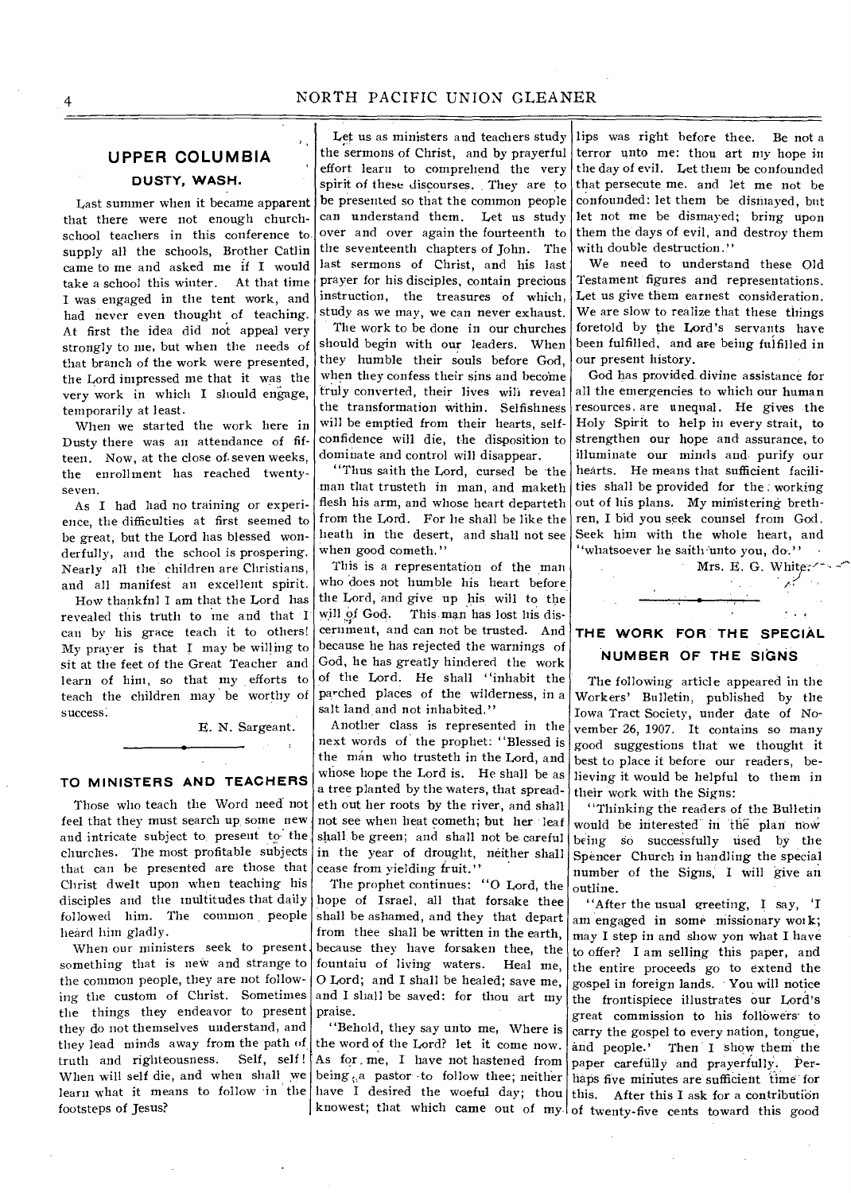## UPPER COLUMBIA

### DUSTY, WASH.

Last summer when it became apparent that there were not enough church-school teachers in this conference to supply all the schools, Brother Catlin came to me and asked me if I would take a school this winter. At that time I was engaged in the tent work, and had never even thought of teaching. At first the idea did not appeal very strongly to me, but when the needs of that branch of the work were presented, the Lord impressed me that it was the very work in which I should engage, temporarily at least.

When we started the work here in Dusty there was an attendance of fifteen. Now, at the close of seven weeks, the enrollment has reached twenty-seven.

As I had had no training or experience, the difficulties at first seemed to be great, but the Lord has blessed wonderfully, and the school is prospering. Nearly all the children are Christians, and all manifest an excellent spirit.

How thankful I am that the Lord has revealed this truth to me and that I can by his grace teach it to others! My prayer is that I may be willing to sit at the feet of the Great Teacher and learn of him, so that my efforts to teach the children may be worthy of success.

E. N. Sargeant.

## TO MINISTERS AND TEACHERS

Those who teach the Word need not feel that they must search up some new and intricate subject to present to the churches. The most profitable subjects that can be presented are those that Christ dwelt upon when teaching his disciples and the multitudes that daily followed him. The common people heard him gladly.

When our ministers seek to present something that is new and strange to the common people, they are not following the custom of Christ. Sometimes the things they endeavor to present they do not themselves understand, and they lead minds away from the path of truth and righteousness. Self, self! When will self die, and when shall we learn what it means to follow in the footsteps of Jesus?

Let us as ministers and teachers study the sermons of Christ, and by prayerful effort learn to comprehend the very spirit of these discourses. They are to be presented so that the common people can understand them. Let us study over and over again the fourteenth to the seventeenth chapters of John. The last sermons of Christ, and his last prayer for his disciples, contain precious instruction, the treasures of which, study as we may, we can never exhaust.

The work to be done in our churches should begin with our leaders. When they humble their souls before God, when they confess their sins and become truly converted, their lives will reveal the transformation within. Selfishness will be emptied from their hearts, self-confidence will die, the disposition to dominate and control will disappear.

"Thus saith the Lord, cursed be the man that trusteth in man, and maketh flesh his arm, and whose heart departeth from the Lord. For he shall be like the heath in the desert, and shall not see when good cometh."

This is a representation of the man who does not humble his heart before the Lord, and give up his will to the will of God. This man has lost his discernment, and can not be trusted. And because he has rejected the warnings of God, he has greatly hindered the work of the Lord. He shall "inhabit the parched places of the wilderness, in a salt land and not inhabited."

Another class is represented in the next words of the prophet: "Blessed is the man who trusteth in the Lord, and whose hope the Lord is. He shall be as a tree planted by the waters, that spreadeth out her roots by the river, and shall not see when heat cometh; but her leaf shall be green; and shall not be careful in the year of drought, neither shall cease from yielding fruit."

The prophet continues: "O Lord, the hope of Israel, all that forsake thee shall be ashamed, and they that depart from thee shall be written in the earth, because they have forsaken thee, the fountain of living waters. Heal me, O Lord; and I shall be healed; save me, and I shall be saved: for thou art my praise.

"Behold, they say unto me, Where is the word of the Lord? let it come now. As for me, I have not hastened from being a pastor to follow thee; neither have I desired the woeful day; thou knowest; that which came out of my lips was right before thee. Be not a terror unto me: thou art my hope in the day of evil. Let them be confounded that persecute me, and let me not be confounded: let them be dismayed, but let not me be dismayed; bring upon them the days of evil, and destroy them with double destruction."

We need to understand these Old Testament figures and representations. Let us give them earnest consideration. We are slow to realize that these things foretold by the Lord's servants have been fulfilled, and are being fulfilled in our present history.

God has provided divine assistance for all the emergencies to which our human resources are unequal. He gives the Holy Spirit to help in every strait, to strengthen our hope and assurance, to illuminate our minds and purify our hearts. He means that sufficient facilities shall be provided for the working out of his plans. My ministering brethren, I bid you seek counsel from God. Seek him with the whole heart, and "whatsoever he saith unto you, do."

Mrs. E. G. White.

## THE WORK FOR THE SPECIAL NUMBER OF THE SIGNS

The following article appeared in the Workers' Bulletin, published by the Iowa Tract Society, under date of November 26, 1907. It contains so many good suggestions that we thought it best to place it before our readers, believing it would be helpful to them in their work with the Signs:

"Thinking the readers of the Bulletin would be interested in the plan now being so successfully used by the Spencer Church in handling the special number of the Signs, I will give an outline.

"After the usual greeting, I say, 'I am engaged in some missionary work; may I step in and show you what I have to offer? I am selling this paper, and the entire proceeds go to extend the gospel in foreign lands. You will notice the frontispiece illustrates our Lord's great commission to his followers to carry the gospel to every nation, tongue, and people.' Then I show them the paper carefully and prayerfully. Perhaps five minutes are sufficient time for this. After this I ask for a contribution of twenty-five cents toward this good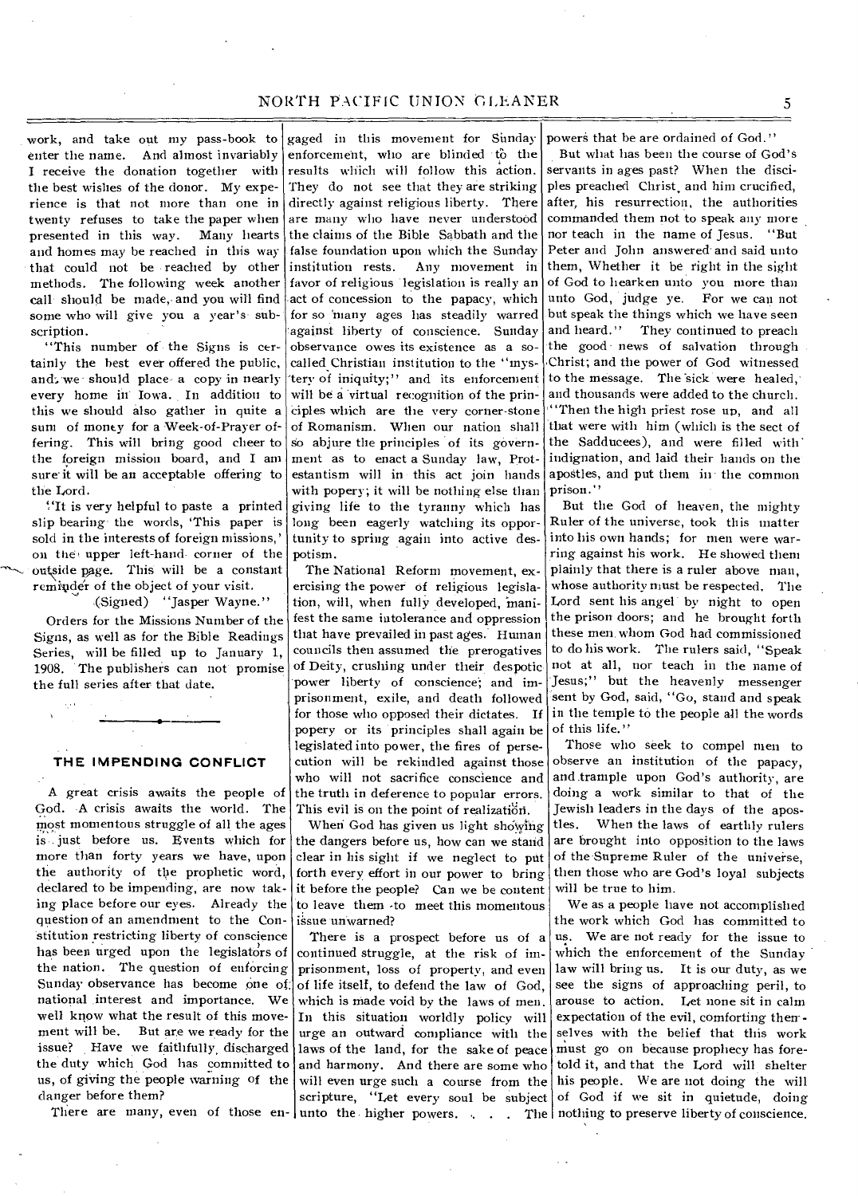work, and take out my pass-book to enter the name. And almost invariably I receive the donation together with the best wishes of the donor. My experience is that not more than one in twenty refuses to take the paper when presented in this way. Many hearts and homes may be reached in this way that could not be reached by other methods. The following week another call should be made, and you will find some who will give you a year's subscription.

"This number of the Signs is certainly the best ever offered the public, and we should place a copy in nearly every home in Iowa. In addition to this we should also gather in quite a sum of money for a Week-of-Prayer offering. This will bring good cheer to the foreign mission board, and I am sure it will be an acceptable offering to the Lord.

"It is very helpful to paste a printed slip bearing the words, 'This paper is sold in the interests of foreign missions,' on the upper left-hand corner of the outside page. This will be a constant reminder of the object of your visit.

(Signed) "Jasper Wayne."

Orders for the Missions Number of the Signs, as well as for the Bible Readings Series, will be filled up to January 1, 1908. The publishers can not promise the full series after that date.

---

## THE IMPENDING CONFLICT

A great crisis awaits the people of God. A crisis awaits the world. The most momentous struggle of all the ages is just before us. Events which for more than forty years we have, upon the authority of the prophetic word, declared to be impending, are now taking place before our eyes. Already the question of an amendment to the Constitution restricting liberty of conscience has been urged upon the legislators of the nation. The question of enforcing Sunday observance has become one of national interest and importance. We well know what the result of this movement will be. But are we ready for the issue? Have we faithfully discharged the duty which God has committed to us, of giving the people warning of the danger before them?

There are many, even of those engaged in this movement for Sunday enforcement, who are blinded to the results which will follow this action. They do not see that they are striking directly against religious liberty. There are many who have never understood the claims of the Bible Sabbath and the false foundation upon which the Sunday institution rests. Any movement in favor of religious legislation is really an act of concession to the papacy, which for so many ages has steadily warred against liberty of conscience. Sunday observance owes its existence as a so-called Christian institution to the "mystery of iniquity;" and its enforcement will be a virtual recognition of the principles which are the very corner-stone of Romanism. When our nation shall so abjure the principles of its government as to enact a Sunday law, Protestantism will in this act join hands with popery; it will be nothing else than giving life to the tyranny which has long been eagerly watching its opportunity to spring again into active despotism.

The National Reform movement, exercising the power of religious legislation, will, when fully developed, manifest the same intolerance and oppression that have prevailed in past ages. Human councils then assumed the prerogatives of Deity, crushing under their despotic power liberty of conscience; and imprisonment, exile, and death followed for those who opposed their dictates. If popery or its principles shall again be legislated into power, the fires of persecution will be rekindled against those who will not sacrifice conscience and the truth in deference to popular errors. This evil is on the point of realization.

When God has given us light showing the dangers before us, how can we stand clear in his sight if we neglect to put forth every effort in our power to bring it before the people? Can we be content to leave them to meet this momentous issue unwarned?

There is a prospect before us of a continued struggle, at the risk of imprisonment, loss of property, and even of life itself, to defend the law of God, which is made void by the laws of men. In this situation worldly policy will urge an outward compliance with the laws of the land, for the sake of peace and harmony. And there are some who will even urge such a course from the scripture, "Let every soul be subject unto the higher powers. . . . The powers that be are ordained of God."

But what has been the course of God's servants in ages past? When the disciples preached Christ, and him crucified, after his resurrection, the authorities commanded them not to speak any more nor teach in the name of Jesus. "But Peter and John answered and said unto them, Whether it be right in the sight of God to hearken unto you more than unto God, judge ye. For we can not but speak the things which we have seen and heard." They continued to preach the good news of salvation through Christ; and the power of God witnessed to the message. The sick were healed, and thousands were added to the church. "Then the high priest rose up, and all that were with him (which is the sect of the Sadducees), and were filled with indignation, and laid their hands on the apostles, and put them in the common prison."

But the God of heaven, the mighty Ruler of the universe, took this matter into his own hands; for men were warring against his work. He showed them plainly that there is a ruler above man, whose authority must be respected. The Lord sent his angel by night to open the prison doors; and he brought forth these men whom God had commissioned to do his work. The rulers said, "Speak not at all, nor teach in the name of Jesus;" but the heavenly messenger sent by God, said, "Go, stand and speak in the temple to the people all the words of this life."

Those who seek to compel men to observe an institution of the papacy, and trample upon God's authority, are doing a work similar to that of the Jewish leaders in the days of the apostles. When the laws of earthly rulers are brought into opposition to the laws of the Supreme Ruler of the universe, then those who are God's loyal subjects will be true to him.

We as a people have not accomplished the work which God has committed to us. We are not ready for the issue to which the enforcement of the Sunday law will bring us. It is our duty, as we see the signs of approaching peril, to arouse to action. Let none sit in calm expectation of the evil, comforting themselves with the belief that this work must go on because prophecy has foretold it, and that the Lord will shelter his people. We are not doing the will of God if we sit in quietude, doing nothing to preserve liberty of conscience.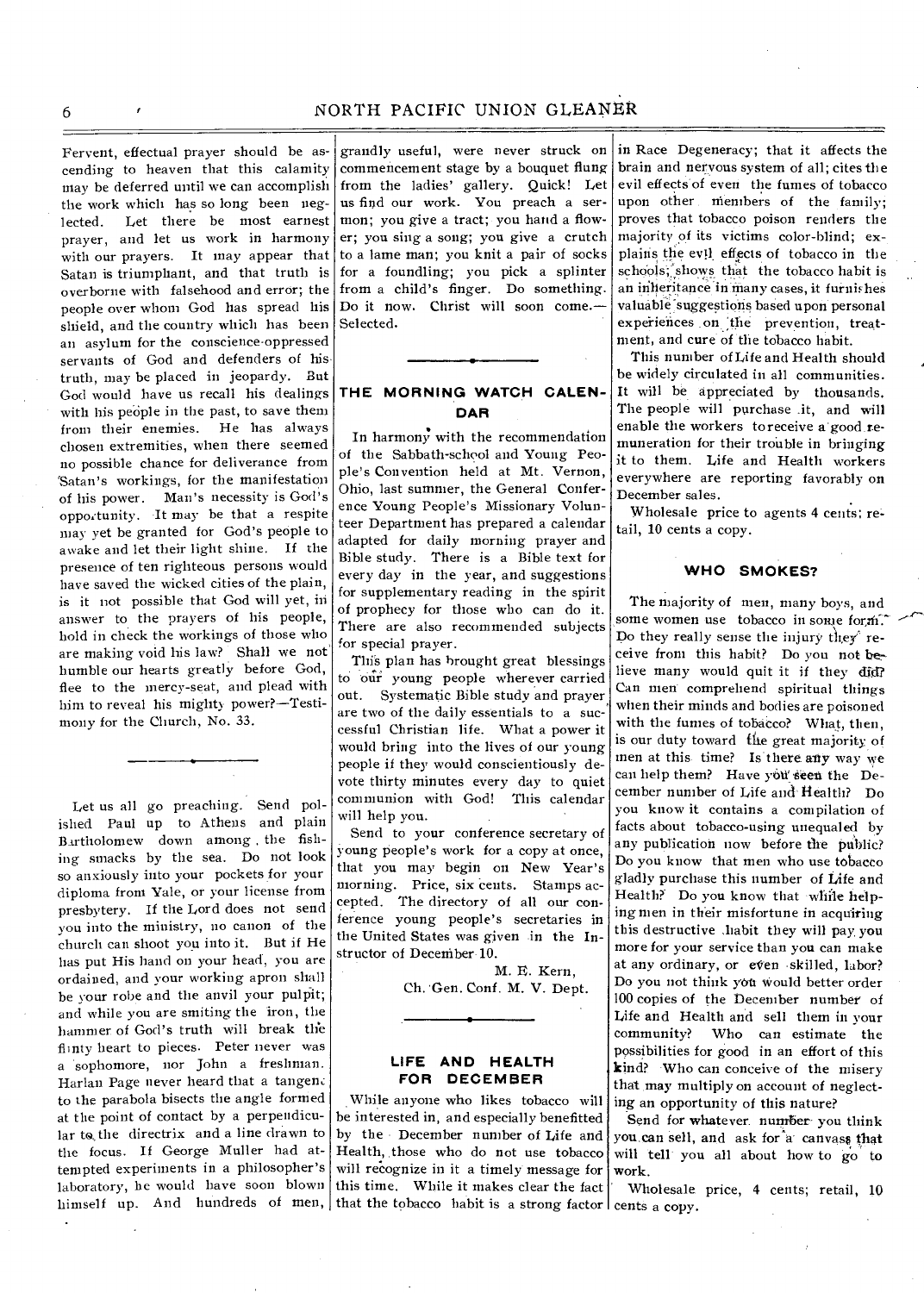Fervent, effectual prayer should be ascending to heaven that this calamity may be deferred until we can accomplish the work which has so long been neglected. Let there be most earnest prayer, and let us work in harmony with our prayers. It may appear that Satan is triumphant, and that truth is overborne with falsehood and error; the people over whom God has spread his shield, and the country which has been an asylum for the conscience-oppressed servants of God and defenders of his truth, may be placed in jeopardy. But God would have us recall his dealings with his people in the past, to save them from their enemies. He has always chosen extremities, when there seemed no possible chance for deliverance from Satan's workings, for the manifestation of his power. Man's necessity is God's opportunity. It may be that a respite may yet be granted for God's people to awake and let their light shine. If the presence of ten righteous persons would have saved the wicked cities of the plain, is it not possible that God will yet, in answer to the prayers of his people, hold in check the workings of those who are making void his law? Shall we not humble our hearts greatly before God, flee to the mercy-seat, and plead with him to reveal his mighty power?—Testimony for the Church, No. 33.

---

Let us all go preaching. Send polished Paul up to Athens and plain Bartholomew down among the fishing smacks by the sea. Do not look so anxiously into your pockets for your diploma from Yale, or your license from presbytery. If the Lord does not send you into the ministry, no canon of the church can shoot you into it. But if He has put His hand on your head, you are ordained, and your working apron shall be your robe and the anvil your pulpit; and while you are smiting the iron, the hammer of God's truth will break the flinty heart to pieces. Peter never was a sophomore, nor John a freshman. Harlan Page never heard that a tangent to the parabola bisects the angle formed at the point of contact by a perpendicular to the directrix and a line drawn to the focus. If George Muller had attempted experiments in a philosopher's laboratory, he would have soon blown himself up. And hundreds of men, grandly useful, were never struck on commencement stage by a bouquet flung from the ladies' gallery. Quick! Let us find our work. You preach a sermon; you give a tract; you hand a flower; you sing a song; you give a crutch to a lame man; you knit a pair of socks for a foundling; you pick a splinter from a child's finger. Do something. Do it now. Christ will soon come.—Selected.

---

## THE MORNING WATCH CALENDAR

In harmony with the recommendation of the Sabbath-school and Young People's Convention held at Mt. Vernon, Ohio, last summer, the General Conference Young People's Missionary Volunteer Department has prepared a calendar adapted for daily morning prayer and Bible study. There is a Bible text for every day in the year, and suggestions for supplementary reading in the spirit of prophecy for those who can do it. There are also recommended subjects for special prayer.

This plan has brought great blessings to our young people wherever carried out. Systematic Bible study and prayer are two of the daily essentials to a successful Christian life. What a power it would bring into the lives of our young people if they would conscientiously devote thirty minutes every day to quiet communion with God! This calendar will help you.

Send to your conference secretary of young people's work for a copy at once, that you may begin on New Year's morning. Price, six cents. Stamps accepted. The directory of all our conference young people's secretaries in the United States was given in the Instructor of December 10.

M. E. Kern,
Ch. Gen. Conf. M. V. Dept.

---

## LIFE AND HEALTH FOR DECEMBER

While anyone who likes tobacco will be interested in, and especially benefitted by the December number of Life and Health, those who do not use tobacco will recognize in it a timely message for this time. While it makes clear the fact that the tobacco habit is a strong factor in Race Degeneracy; that it affects the brain and nervous system of all; cites the evil effects of even the fumes of tobacco upon other members of the family; proves that tobacco poison renders the majority of its victims color-blind; explains the evil effects of tobacco in the schools; shows that the tobacco habit is an inheritance in many cases, it furnishes valuable suggestions based upon personal experiences on the prevention, treatment, and cure of the tobacco habit.

This number of Life and Health should be widely circulated in all communities. It will be appreciated by thousands. The people will purchase it, and will enable the workers to receive a good remuneration for their trouble in bringing it to them. Life and Health workers everywhere are reporting favorably on December sales.

Wholesale price to agents 4 cents; retail, 10 cents a copy.

## WHO SMOKES?

The majority of men, many boys, and some women use tobacco in some form. Do they really sense the injury they receive from this habit? Do you not believe many would quit it if they did? Can men comprehend spiritual things when their minds and bodies are poisoned with the fumes of tobacco? What, then, is our duty toward the great majority of men at this time? Is there any way we can help them? Have you seen the December number of Life and Health? Do you know it contains a compilation of facts about tobacco-using unequaled by any publication now before the public? Do you know that men who use tobacco gladly purchase this number of Life and Health? Do you know that while helping men in their misfortune in acquiring this destructive habit they will pay you more for your service than you can make at any ordinary, or even skilled, labor? Do you not think you would better order 100 copies of the December number of Life and Health and sell them in your community? Who can estimate the possibilities for good in an effort of this kind? Who can conceive of the misery that may multiply on account of neglecting an opportunity of this nature?

Send for whatever number you think you can sell, and ask for a canvass that will tell you all about how to go to work.

Wholesale price, 4 cents; retail, 10 cents a copy.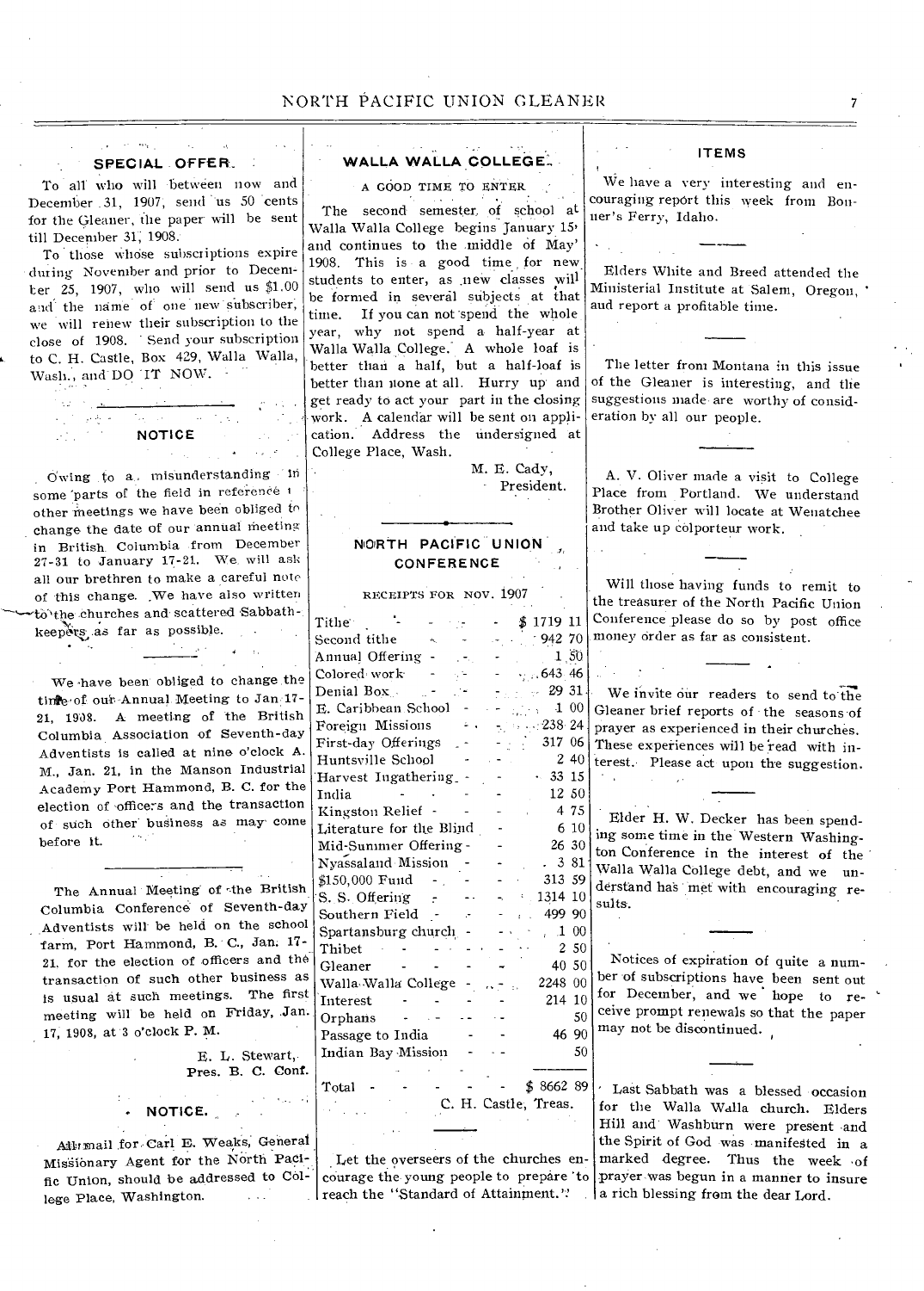## SPECIAL OFFER.

To all who will between now and December 31, 1907, send us 50 cents for the Gleaner, the paper will be sent till December 31, 1908.

To those whose subscriptions expire during November and prior to December 25, 1907, who will send us $1.00 and the name of one new subscriber, we will renew their subscription to the close of 1908. Send your subscription to C. H. Castle, Box 429, Walla Walla, Wash., and DO IT NOW.

## NOTICE

Owing to a misunderstanding in some parts of the field in reference to other meetings we have been obliged to change the date of our annual meeting in British Columbia from December 27-31 to January 17-21. We will ask all our brethren to make a careful note of this change. We have also written to the churches and scattered Sabbath-keepers as far as possible.

We have been obliged to change the time of our Annual Meeting to Jan. 17-21, 1908. A meeting of the British Columbia Association of Seventh-day Adventists is called at nine o'clock A. M., Jan. 21, in the Manson Industrial Academy Port Hammond, B. C. for the election of officers and the transaction of such other business as may come before it.

The Annual Meeting of the British Columbia Conference of Seventh-day Adventists will be held on the school farm, Port Hammond, B. C., Jan. 17-21, for the election of officers and the transaction of such other business as is usual at such meetings. The first meeting will be held on Friday, Jan. 17, 1908, at 3 o'clock P. M.

E. L. Stewart,
Pres. B. C. Conf.

## NOTICE.

All mail for Carl E. Weaks, General Missionary Agent for the North Pacific Union, should be addressed to College Place, Washington.

## WALLA WALLA COLLEGE.

A GOOD TIME TO ENTER

The second semester of school at Walla Walla College begins January 15, and continues to the middle of May, 1908. This is a good time for new students to enter, as new classes will be formed in several subjects at that time. If you can not spend the whole year, why not spend a half-year at Walla Walla College. A whole loaf is better than a half, but a half-loaf is better than none at all. Hurry up and get ready to act your part in the closing work. A calendar will be sent on application. Address the undersigned at College Place, Wash.

M. E. Cady,
President.

## NORTH PACIFIC UNION CONFERENCE

RECEIPTS FOR NOV. 1907

| Item | Amount |
|---|---|
| Tithe | $ 1719 11 |
| Second tithe | 942 70 |
| Annual Offering | 1 50 |
| Colored work | 643 46 |
| Denial Box | 29 31 |
| E. Caribbean School | 1 00 |
| Foreign Missions | 238 24 |
| First-day Offerings | 317 06 |
| Huntsville School | 2 40 |
| Harvest Ingathering | 33 15 |
| India | 12 50 |
| Kingston Relief | 4 75 |
| Literature for the Blind | 6 10 |
| Mid-Summer Offering | 26 30 |
| Nyassaland Mission | 3 81 |
| $150,000 Fund | 313 59 |
| S. S. Offering | 1314 10 |
| Southern Field | 499 90 |
| Spartansburg church | 1 00 |
| Thibet | 2 50 |
| Gleaner | 40 50 |
| Walla Walla College | 2248 00 |
| Interest | 214 10 |
| Orphans | 50 |
| Passage to India | 46 90 |
| Indian Bay Mission | 50 |
| Total | $ 8662 89 |

C. H. Castle, Treas.

Let the overseers of the churches encourage the young people to prepare to reach the "Standard of Attainment."

## ITEMS

We have a very interesting and encouraging report this week from Bonner's Ferry, Idaho.

Elders White and Breed attended the Ministerial Institute at Salem, Oregon, and report a profitable time.

The letter from Montana in this issue of the Gleaner is interesting, and the suggestions made are worthy of consideration by all our people.

A. V. Oliver made a visit to College Place from Portland. We understand Brother Oliver will locate at Wenatchee and take up colporteur work.

Will those having funds to remit to the treasurer of the North Pacific Union Conference please do so by post office money order as far as consistent.

We invite our readers to send to the Gleaner brief reports of the seasons of prayer as experienced in their churches. These experiences will be read with interest. Please act upon the suggestion.

Elder H. W. Decker has been spending some time in the Western Washington Conference in the interest of the Walla Walla College debt, and we understand has met with encouraging results.

Notices of expiration of quite a number of subscriptions have been sent out for December, and we hope to receive prompt renewals so that the paper may not be discontinued.

Last Sabbath was a blessed occasion for the Walla Walla church. Elders Hill and Washburn were present and the Spirit of God was manifested in a marked degree. Thus the week of prayer was begun in a manner to insure a rich blessing from the dear Lord.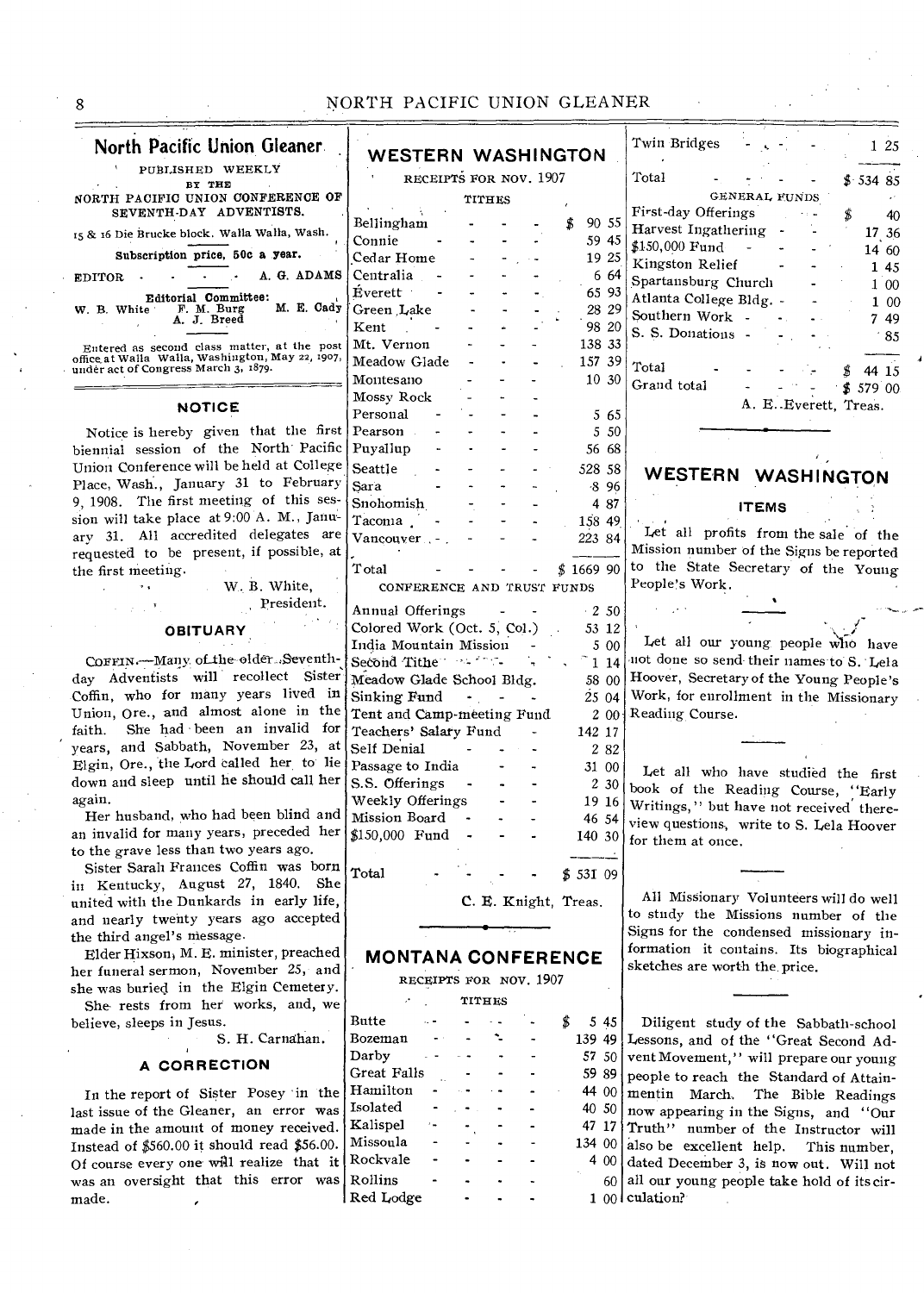## North Pacific Union Gleaner

PUBLISHED WEEKLY
BY THE
NORTH PACIFIC UNION CONFERENCE OF SEVENTH-DAY ADVENTISTS.

15 & 16 Die Brucke block. Walla Walla, Wash.

Subscription price, 50c a year.

EDITOR - - - - A. G. ADAMS

Editorial Committee:
W. B. White F. M. Burg M. E. Cady
A. J. Breed

Entered as second class matter, at the post office at Walla Walla, Washington, May 22, 1907, under act of Congress March 3, 1879.

### NOTICE

Notice is hereby given that the first biennial session of the North Pacific Union Conference will be held at College Place, Wash., January 31 to February 9, 1908. The first meeting of this session will take place at 9:00 A. M., January 31. All accredited delegates are requested to be present, if possible, at the first meeting.

W. B. White,
President.

### OBITUARY

COFFIN.—Many of the older Seventh-day Adventists will recollect Sister Coffin, who for many years lived in Union, Ore., and almost alone in the faith. She had been an invalid for years, and Sabbath, November 23, at Elgin, Ore., the Lord called her to lie down and sleep until he should call her again.

Her husband, who had been blind and an invalid for many years, preceded her to the grave less than two years ago.

Sister Sarah Frances Coffin was born in Kentucky, August 27, 1840. She united with the Dunkards in early life, and nearly twenty years ago accepted the third angel's message.

Elder Hixson, M. E. minister, preached her funeral sermon, November 25, and she was buried in the Elgin Cemetery.

She rests from her works, and, we believe, sleeps in Jesus.

S. H. Carnahan.

### A CORRECTION

In the report of Sister Posey in the last issue of the Gleaner, an error was made in the amount of money received. Instead of $560.00 it should read $56.00. Of course every one will realize that it was an oversight that this error was made.

## WESTERN WASHINGTON

RECEIPTS FOR NOV. 1907

TITHES

| | |
|---|---|
| Bellingham | $ 90 55 |
| Connie | 59 45 |
| Cedar Home | 19 25 |
| Centralia | 6 64 |
| Everett | 65 93 |
| Green Lake | 28 29 |
| Kent | 98 20 |
| Mt. Vernon | 138 33 |
| Meadow Glade | 157 39 |
| Montesano | 10 30 |
| Mossy Rock | |
| Personal | 5 65 |
| Pearson | 5 50 |
| Puyallup | 56 68 |
| Seattle | 528 58 |
| Sara | 8 96 |
| Snohomish | 4 87 |
| Tacoma | 158 49 |
| Vancouver | 223 84 |
| Total | $ 1669 90 |

CONFERENCE AND TRUST FUNDS

| | |
|---|---|
| Annual Offerings | 2 50 |
| Colored Work (Oct. 5, Col.) | 53 12 |
| India Mountain Mission | 5 00 |
| Second Tithe | 1 14 |
| Meadow Glade School Bldg. | 58 00 |
| Sinking Fund | 25 04 |
| Tent and Camp-meeting Fund | 2 00 |
| Teachers' Salary Fund | 142 17 |
| Self Denial | 2 82 |
| Passage to India | 31 00 |
| S.S. Offerings | 2 30 |
| Weekly Offerings | 19 16 |
| Mission Board | 46 54 |
| $150,000 Fund | 140 30 |
| Total | $ 531 09 |

C. E. Knight, Treas.

## MONTANA CONFERENCE

RECEIPTS FOR NOV. 1907

TITHES

| | |
|---|---|
| Butte | $ 5 45 |
| Bozeman | 139 49 |
| Darby | 57 50 |
| Great Falls | 59 89 |
| Hamilton | 44 00 |
| Isolated | 40 50 |
| Kalispel | 47 17 |
| Missoula | 134 00 |
| Rockvale | 4 00 |
| Rollins | 60 |
| Red Lodge | 1 00 |
| Twin Bridges | 1 25 |
| Total | $ 534 85 |

GENERAL FUNDS

| | |
|---|---|
| First-day Offerings | $ 40 |
| Harvest Ingathering | 17 36 |
| $150,000 Fund | 14 60 |
| Kingston Relief | 1 45 |
| Spartansburg Church | 1 00 |
| Atlanta College Bldg. | 1 00 |
| Southern Work | 7 49 |
| S. S. Donations | 85 |
| Total | $ 44 15 |
| Grand total | $ 579 00 |

A. E. Everett, Treas.

## WESTERN WASHINGTON

### ITEMS

Let all profits from the sale of the Mission number of the Signs be reported to the State Secretary of the Young People's Work.

Let all our young people who have not done so send their names to S. Lela Hoover, Secretary of the Young People's Work, for enrollment in the Missionary Reading Course.

Let all who have studied the first book of the Reading Course, "Early Writings," but have not received there-view questions, write to S. Lela Hoover for them at once.

All Missionary Volunteers will do well to study the Missions number of the Signs for the condensed missionary information it contains. Its biographical sketches are worth the price.

Diligent study of the Sabbath-school Lessons, and of the "Great Second Advent Movement," will prepare our young people to reach the Standard of Attainment in March. The Bible Readings now appearing in the Signs, and "Our Truth" number of the Instructor will also be excellent help. This number, dated December 3, is now out. Will not all our young people take hold of its circulation?